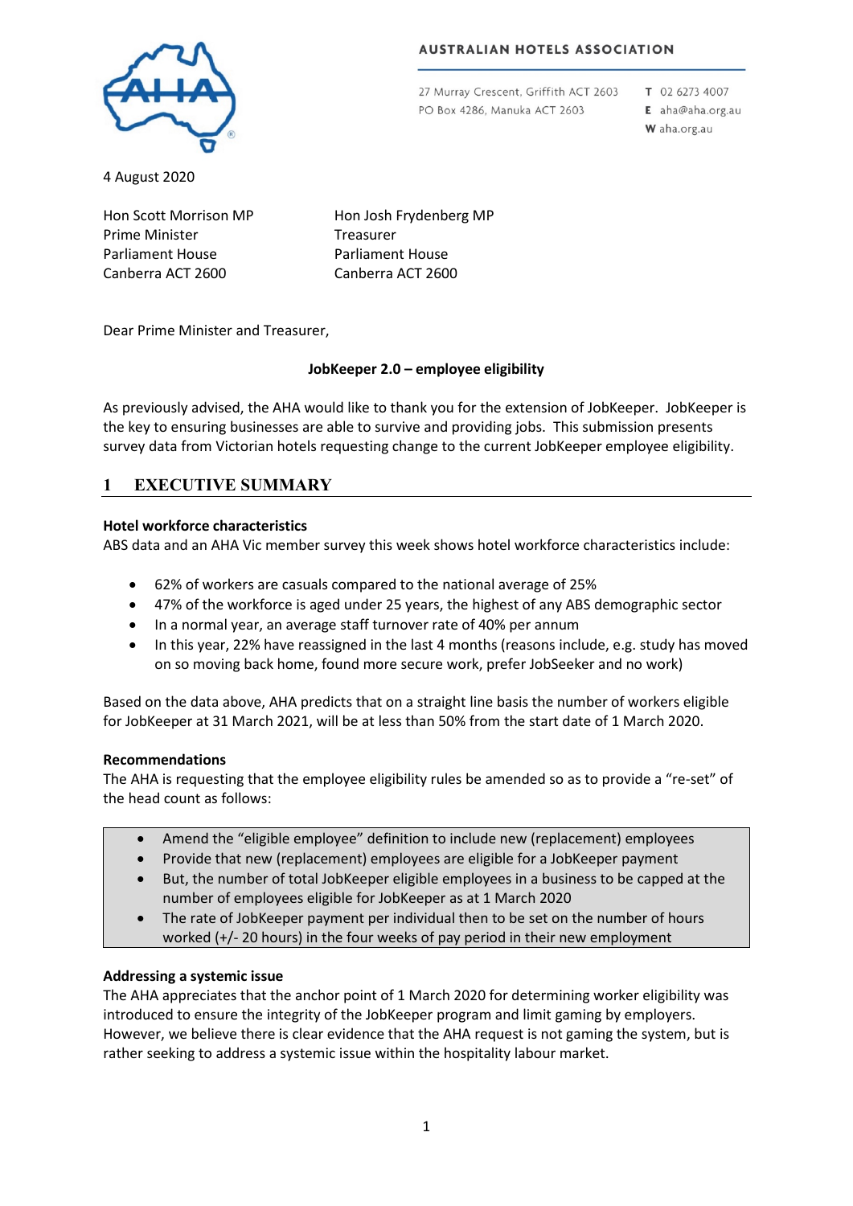AUSTRALIAN HOTELS ASSOCIATION

27 Murray Crescent, Griffith ACT 2603
PO Box 4286, Manuka ACT 2603

T 02 6273 4007
E aha@aha.org.au
W aha.org.au

4 August 2020

Hon Scott Morrison MP
Prime Minister
Parliament House
Canberra ACT 2600

Hon Josh Frydenberg MP
Treasurer
Parliament House
Canberra ACT 2600

Dear Prime Minister and Treasurer,

**JobKeeper 2.0 – employee eligibility**

As previously advised, the AHA would like to thank you for the extension of JobKeeper. JobKeeper is the key to ensuring businesses are able to survive and providing jobs. This submission presents survey data from Victorian hotels requesting change to the current JobKeeper employee eligibility.

## 1 EXECUTIVE SUMMARY

**Hotel workforce characteristics**

ABS data and an AHA Vic member survey this week shows hotel workforce characteristics include:

- 62% of workers are casuals compared to the national average of 25%
- 47% of the workforce is aged under 25 years, the highest of any ABS demographic sector
- In a normal year, an average staff turnover rate of 40% per annum
- In this year, 22% have reassigned in the last 4 months (reasons include, e.g. study has moved on so moving back home, found more secure work, prefer JobSeeker and no work)

Based on the data above, AHA predicts that on a straight line basis the number of workers eligible for JobKeeper at 31 March 2021, will be at less than 50% from the start date of 1 March 2020.

**Recommendations**

The AHA is requesting that the employee eligibility rules be amended so as to provide a "re-set" of the head count as follows:

- Amend the "eligible employee" definition to include new (replacement) employees
- Provide that new (replacement) employees are eligible for a JobKeeper payment
- But, the number of total JobKeeper eligible employees in a business to be capped at the number of employees eligible for JobKeeper as at 1 March 2020
- The rate of JobKeeper payment per individual then to be set on the number of hours worked (+/- 20 hours) in the four weeks of pay period in their new employment

**Addressing a systemic issue**

The AHA appreciates that the anchor point of 1 March 2020 for determining worker eligibility was introduced to ensure the integrity of the JobKeeper program and limit gaming by employers. However, we believe there is clear evidence that the AHA request is not gaming the system, but is rather seeking to address a systemic issue within the hospitality labour market.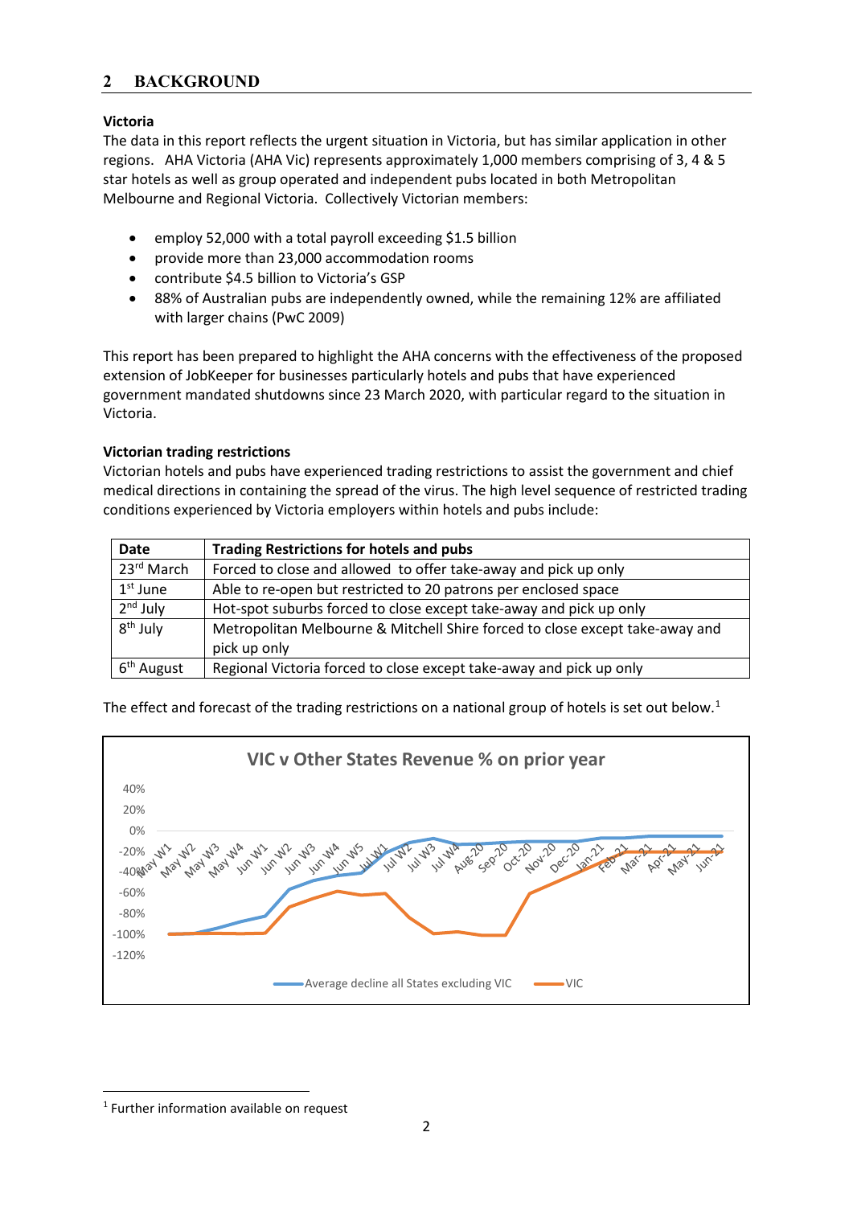## 2 BACKGROUND

**Victoria**

The data in this report reflects the urgent situation in Victoria, but has similar application in other regions. AHA Victoria (AHA Vic) represents approximately 1,000 members comprising of 3, 4 & 5 star hotels as well as group operated and independent pubs located in both Metropolitan Melbourne and Regional Victoria. Collectively Victorian members:

- employ 52,000 with a total payroll exceeding $1.5 billion
- provide more than 23,000 accommodation rooms
- contribute $4.5 billion to Victoria's GSP
- 88% of Australian pubs are independently owned, while the remaining 12% are affiliated with larger chains (PwC 2009)

This report has been prepared to highlight the AHA concerns with the effectiveness of the proposed extension of JobKeeper for businesses particularly hotels and pubs that have experienced government mandated shutdowns since 23 March 2020, with particular regard to the situation in Victoria.

**Victorian trading restrictions**

Victorian hotels and pubs have experienced trading restrictions to assist the government and chief medical directions in containing the spread of the virus. The high level sequence of restricted trading conditions experienced by Victoria employers within hotels and pubs include:

| Date | Trading Restrictions for hotels and pubs |
|---|---|
| 23rd March | Forced to close and allowed to offer take-away and pick up only |
| 1st June | Able to re-open but restricted to 20 patrons per enclosed space |
| 2nd July | Hot-spot suburbs forced to close except take-away and pick up only |
| 8th July | Metropolitan Melbourne & Mitchell Shire forced to close except take-away and pick up only |
| 6th August | Regional Victoria forced to close except take-away and pick up only |

The effect and forecast of the trading restrictions on a national group of hotels is set out below.[1]

VIC v Other States Revenue % on prior year

[1] Further information available on request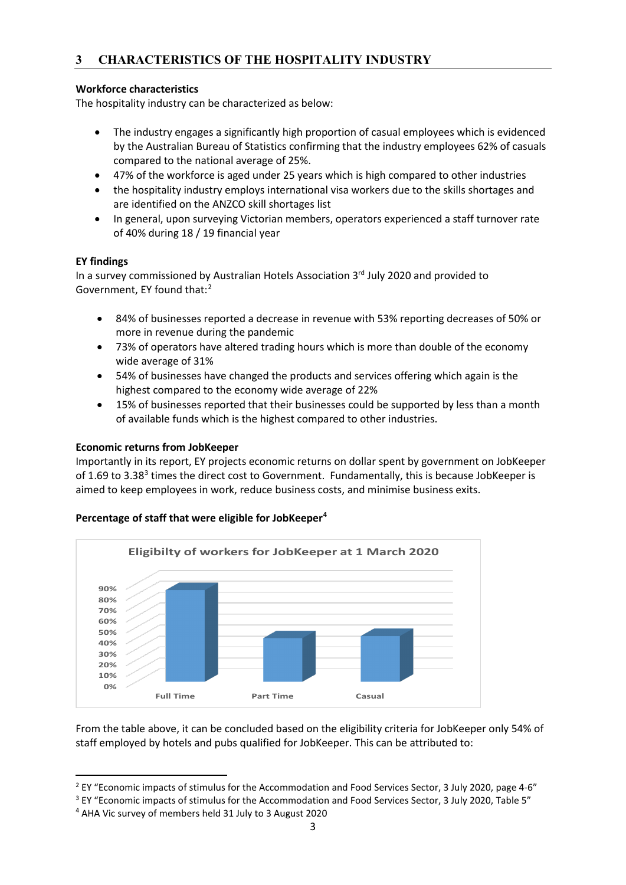## 3 CHARACTERISTICS OF THE HOSPITALITY INDUSTRY

**Workforce characteristics**

The hospitality industry can be characterized as below:

- The industry engages a significantly high proportion of casual employees which is evidenced by the Australian Bureau of Statistics confirming that the industry employees 62% of casuals compared to the national average of 25%.
- 47% of the workforce is aged under 25 years which is high compared to other industries
- the hospitality industry employs international visa workers due to the skills shortages and are identified on the ANZCO skill shortages list
- In general, upon surveying Victorian members, operators experienced a staff turnover rate of 40% during 18 / 19 financial year

**EY findings**

In a survey commissioned by Australian Hotels Association 3rd July 2020 and provided to Government, EY found that:[2]

- 84% of businesses reported a decrease in revenue with 53% reporting decreases of 50% or more in revenue during the pandemic
- 73% of operators have altered trading hours which is more than double of the economy wide average of 31%
- 54% of businesses have changed the products and services offering which again is the highest compared to the economy wide average of 22%
- 15% of businesses reported that their businesses could be supported by less than a month of available funds which is the highest compared to other industries.

**Economic returns from JobKeeper**

Importantly in its report, EY projects economic returns on dollar spent by government on JobKeeper of 1.69 to 3.38[3] times the direct cost to Government. Fundamentally, this is because JobKeeper is aimed to keep employees in work, reduce business costs, and minimise business exits.

**Percentage of staff that were eligible for JobKeeper[4]**

Eligibilty of workers for JobKeeper at 1 March 2020

| | Full Time | Part Time | Casual |
|---|---|---|---|
| Eligibility | ~84% | ~40% | ~42% |

From the table above, it can be concluded based on the eligibility criteria for JobKeeper only 54% of staff employed by hotels and pubs qualified for JobKeeper. This can be attributed to:

---

[2] EY "Economic impacts of stimulus for the Accommodation and Food Services Sector, 3 July 2020, page 4-6"

[3] EY "Economic impacts of stimulus for the Accommodation and Food Services Sector, 3 July 2020, Table 5"

[4] AHA Vic survey of members held 31 July to 3 August 2020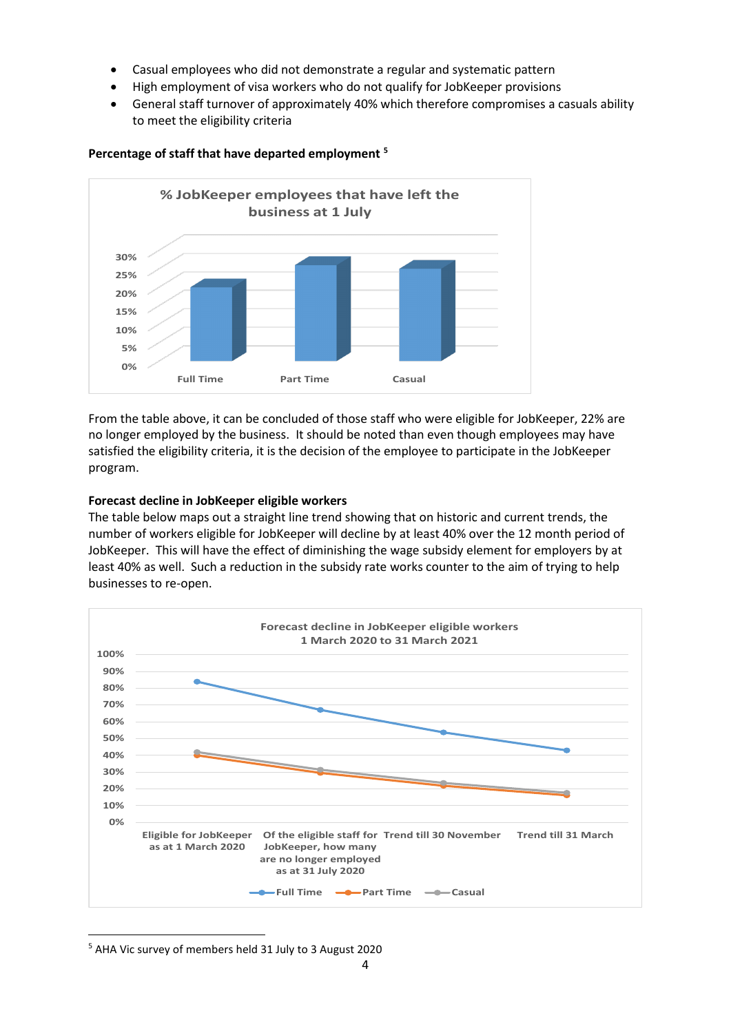- Casual employees who did not demonstrate a regular and systematic pattern
- High employment of visa workers who do not qualify for JobKeeper provisions
- General staff turnover of approximately 40% which therefore compromises a casuals ability to meet the eligibility criteria

**Percentage of staff that have departed employment [5]**

% JobKeeper employees that have left the business at 1 July

From the table above, it can be concluded of those staff who were eligible for JobKeeper, 22% are no longer employed by the business. It should be noted than even though employees may have satisfied the eligibility criteria, it is the decision of the employee to participate in the JobKeeper program.

**Forecast decline in JobKeeper eligible workers**

The table below maps out a straight line trend showing that on historic and current trends, the number of workers eligible for JobKeeper will decline by at least 40% over the 12 month period of JobKeeper. This will have the effect of diminishing the wage subsidy element for employers by at least 40% as well. Such a reduction in the subsidy rate works counter to the aim of trying to help businesses to re-open.

Forecast decline in JobKeeper eligible workers 1 March 2020 to 31 March 2021

[5] AHA Vic survey of members held 31 July to 3 August 2020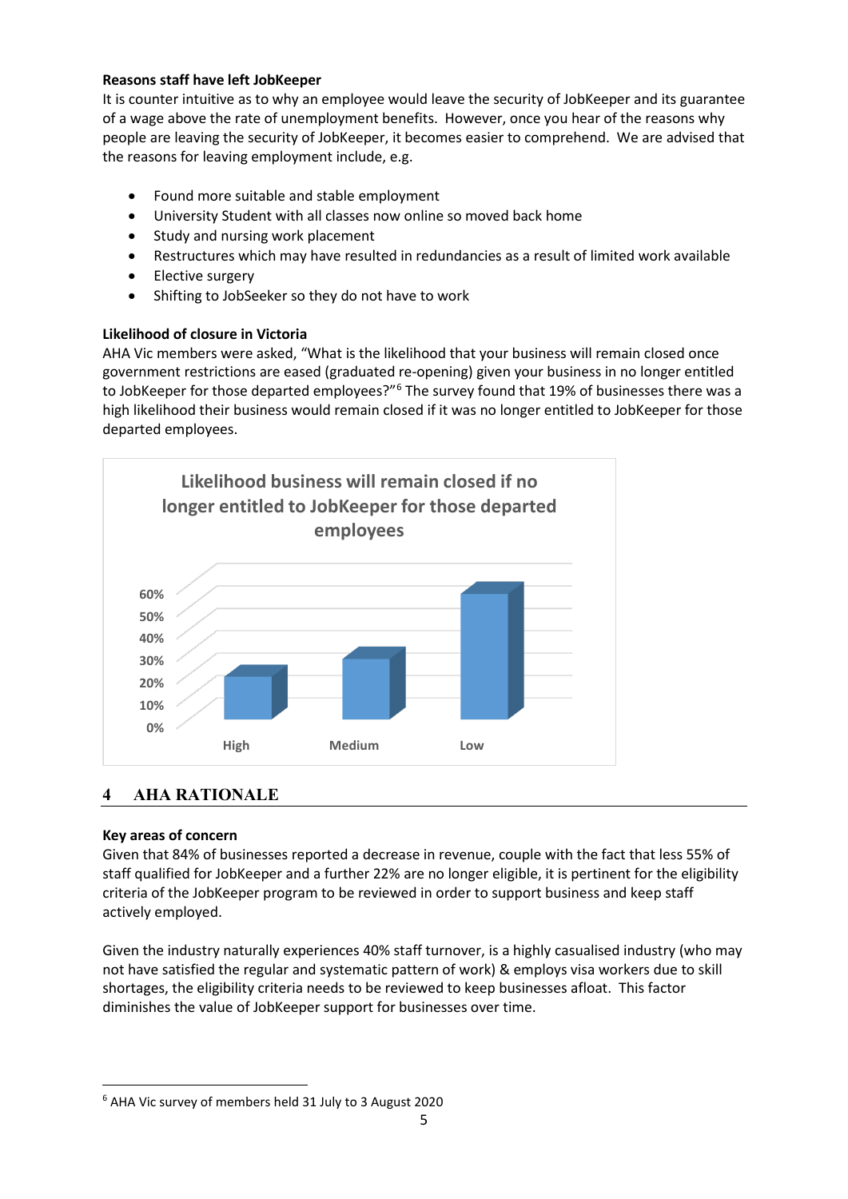**Reasons staff have left JobKeeper**

It is counter intuitive as to why an employee would leave the security of JobKeeper and its guarantee of a wage above the rate of unemployment benefits. However, once you hear of the reasons why people are leaving the security of JobKeeper, it becomes easier to comprehend. We are advised that the reasons for leaving employment include, e.g.

- Found more suitable and stable employment
- University Student with all classes now online so moved back home
- Study and nursing work placement
- Restructures which may have resulted in redundancies as a result of limited work available
- Elective surgery
- Shifting to JobSeeker so they do not have to work

**Likelihood of closure in Victoria**

AHA Vic members were asked, "What is the likelihood that your business will remain closed once government restrictions are eased (graduated re-opening) given your business in no longer entitled to JobKeeper for those departed employees?"[6] The survey found that 19% of businesses there was a high likelihood their business would remain closed if it was no longer entitled to JobKeeper for those departed employees.

**Likelihood business will remain closed if no longer entitled to JobKeeper for those departed employees**

| Likelihood | Approx. % |
|---|---|
| High | ~19% |
| Medium | ~27% |
| Low | ~57% |

## 4 AHA RATIONALE

**Key areas of concern**

Given that 84% of businesses reported a decrease in revenue, couple with the fact that less 55% of staff qualified for JobKeeper and a further 22% are no longer eligible, it is pertinent for the eligibility criteria of the JobKeeper program to be reviewed in order to support business and keep staff actively employed.

Given the industry naturally experiences 40% staff turnover, is a highly casualised industry (who may not have satisfied the regular and systematic pattern of work) & employs visa workers due to skill shortages, the eligibility criteria needs to be reviewed to keep businesses afloat. This factor diminishes the value of JobKeeper support for businesses over time.

---

[6] AHA Vic survey of members held 31 July to 3 August 2020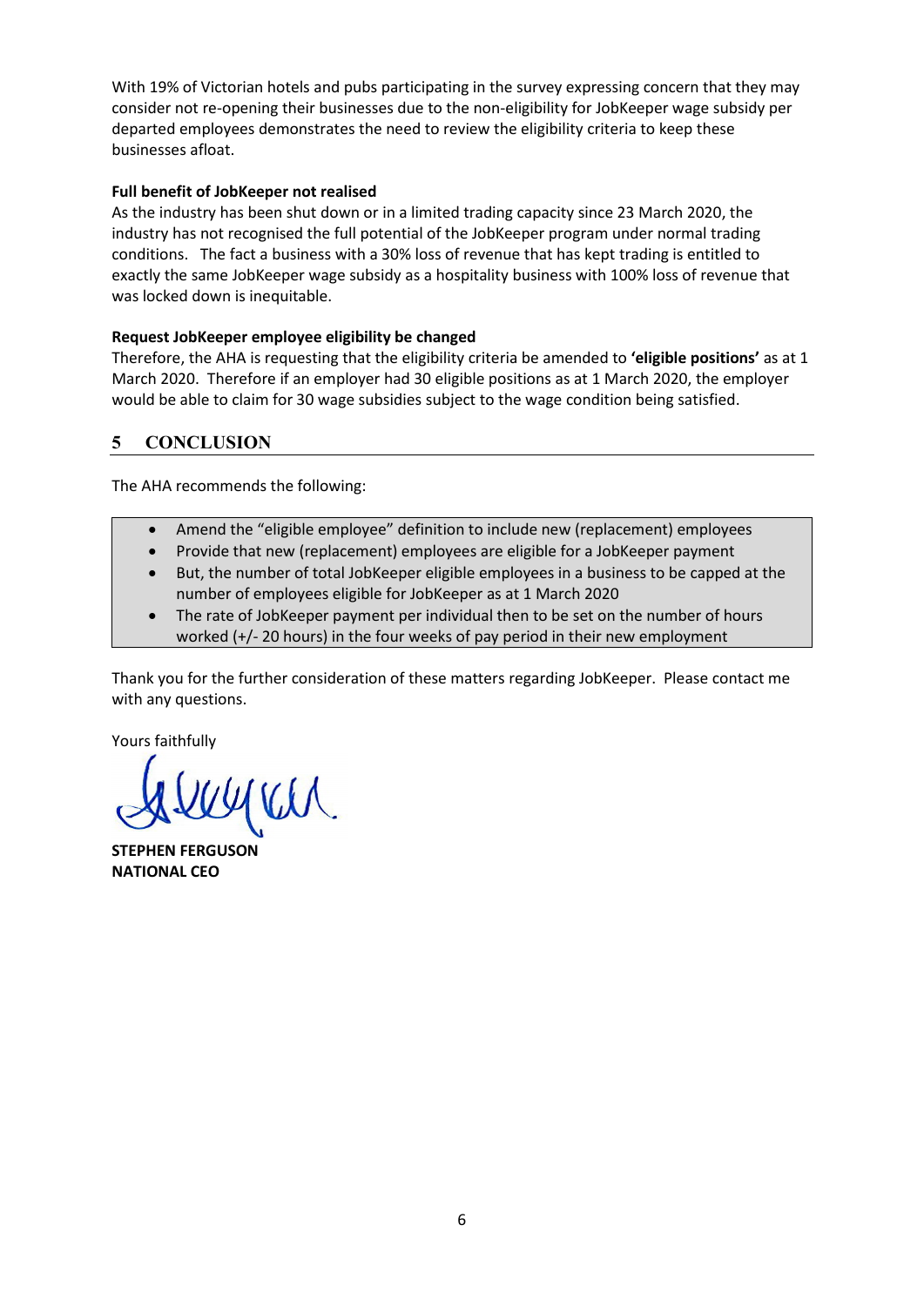With 19% of Victorian hotels and pubs participating in the survey expressing concern that they may consider not re-opening their businesses due to the non-eligibility for JobKeeper wage subsidy per departed employees demonstrates the need to review the eligibility criteria to keep these businesses afloat.

**Full benefit of JobKeeper not realised**

As the industry has been shut down or in a limited trading capacity since 23 March 2020, the industry has not recognised the full potential of the JobKeeper program under normal trading conditions. The fact a business with a 30% loss of revenue that has kept trading is entitled to exactly the same JobKeeper wage subsidy as a hospitality business with 100% loss of revenue that was locked down is inequitable.

**Request JobKeeper employee eligibility be changed**

Therefore, the AHA is requesting that the eligibility criteria be amended to **'eligible positions'** as at 1 March 2020. Therefore if an employer had 30 eligible positions as at 1 March 2020, the employer would be able to claim for 30 wage subsidies subject to the wage condition being satisfied.

## 5 CONCLUSION

The AHA recommends the following:

- Amend the "eligible employee" definition to include new (replacement) employees
- Provide that new (replacement) employees are eligible for a JobKeeper payment
- But, the number of total JobKeeper eligible employees in a business to be capped at the number of employees eligible for JobKeeper as at 1 March 2020
- The rate of JobKeeper payment per individual then to be set on the number of hours worked (+/- 20 hours) in the four weeks of pay period in their new employment

Thank you for the further consideration of these matters regarding JobKeeper. Please contact me with any questions.

Yours faithfully

**STEPHEN FERGUSON**
**NATIONAL CEO**